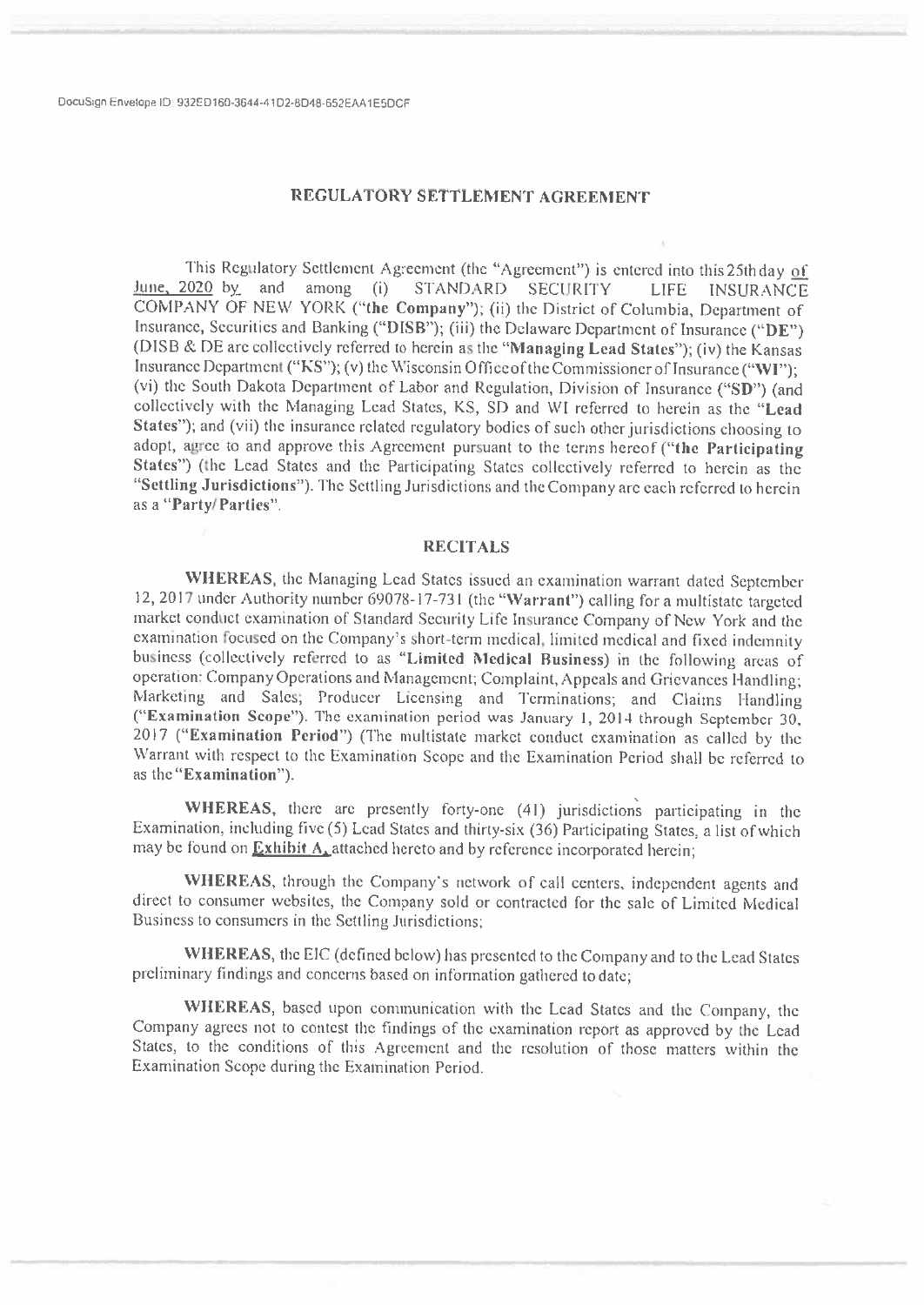## REGULATORY SETTLEMENT AGREEMENT

This Regulatory Settlement Agreement (the "Agreement") is entered into this 25th day of June, 2020 by and among (i) STANDARD SECURITY LIFE INSURANCE COMPANY OF NEW YORK (**"the Company"**); (ii) the District of Columbia, Department of Insurance, Securities and Banking (**"DISB"**); (iii) the Delaware Department of Insurance (**"DE"**) (DISB & DE are collectively referred to herein as the **"Managing Lead States"**); (iv) the Kansas Insurance Department (**"KS"**); (v) the Wisconsin Office of the Commissioner of Insurance (**"WI"**); (vi) the South Dakota Department of Labor and Regulation, Division of Insurance (**"SD"**) (and collectively with the Managing Lead States, KS, SD and WI referred to herein as the **"Lead States"**); and (vii) the insurance related regulatory bodies of such other jurisdictions choosing to adopt, agree to and approve this Agreement pursuant to the terms hereof (**"the Participating States"**) (the Lead States and the Participating States collectively referred to herein as the **"Settling Jurisdictions"**). The Settling Jurisdictions and the Company are each referred to herein as a **"Party/Parties"**.

### RECITALS

**WHEREAS**, the Managing Lead States issued an examination warrant dated September 12, 2017 under Authority number 69078-17-731 (the **"Warrant"**) calling for a multistate targeted market conduct examination of Standard Security Life Insurance Company of New York and the examination focused on the Company's short-term medical, limited medical and fixed indemnity business (collectively referred to as **"Limited Medical Business)** in the following areas of operation: Company Operations and Management; Complaint, Appeals and Grievances Handling; Marketing and Sales; Producer Licensing and Terminations; and Claims Handling (**"Examination Scope"**). The examination period was January 1, 2014 through September 30, 2017 (**"Examination Period"**) (The multistate market conduct examination as called by the Warrant with respect to the Examination Scope and the Examination Period shall be referred to as the **"Examination"**).

**WHEREAS**, there are presently forty-one (41) jurisdictions participating in the Examination, including five (5) Lead States and thirty-six (36) Participating States, a list of which may be found on **Exhibit A**, attached hereto and by reference incorporated herein;

**WHEREAS**, through the Company's network of call centers, independent agents and direct to consumer websites, the Company sold or contracted for the sale of Limited Medical Business to consumers in the Settling Jurisdictions;

**WHEREAS**, the EIC (defined below) has presented to the Company and to the Lead States preliminary findings and concerns based on information gathered to date;

**WHEREAS**, based upon communication with the Lead States and the Company, the Company agrees not to contest the findings of the examination report as approved by the Lead States, to the conditions of this Agreement and the resolution of those matters within the Examination Scope during the Examination Period.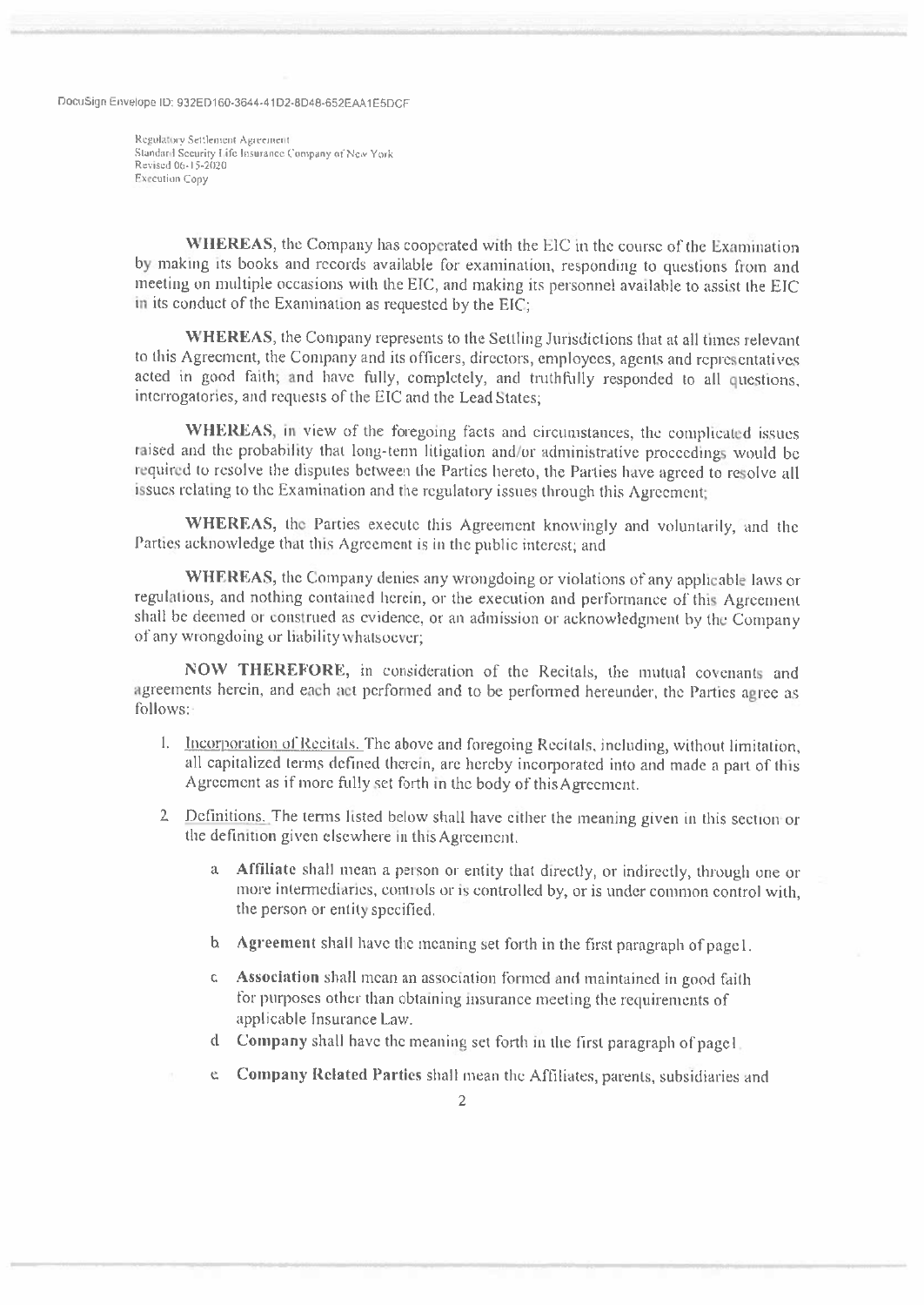**WHEREAS**, the Company has cooperated with the EIC in the course of the Examination by making its books and records available for examination, responding to questions from and meeting on multiple occasions with the EIC, and making its personnel available to assist the EIC in its conduct of the Examination as requested by the EIC;

**WHEREAS**, the Company represents to the Settling Jurisdictions that at all times relevant to this Agreement, the Company and its officers, directors, employees, agents and representatives acted in good faith; and have fully, completely, and truthfully responded to all questions, interrogatories, and requests of the EIC and the Lead States;

**WHEREAS**, in view of the foregoing facts and circumstances, the complicated issues raised and the probability that long-term litigation and/or administrative proceedings would be required to resolve the disputes between the Parties hereto, the Parties have agreed to resolve all issues relating to the Examination and the regulatory issues through this Agreement;

**WHEREAS**, the Parties execute this Agreement knowingly and voluntarily, and the Parties acknowledge that this Agreement is in the public interest; and

**WHEREAS**, the Company denies any wrongdoing or violations of any applicable laws or regulations, and nothing contained herein, or the execution and performance of this Agreement shall be deemed or construed as evidence, or an admission or acknowledgment by the Company of any wrongdoing or liability whatsoever;

**NOW THEREFORE**, in consideration of the Recitals, the mutual covenants and agreements herein, and each act performed and to be performed hereunder, the Parties agree as follows:

1. Incorporation of Recitals. The above and foregoing Recitals, including, without limitation, all capitalized terms defined therein, are hereby incorporated into and made a part of this Agreement as if more fully set forth in the body of this Agreement.

2. Definitions. The terms listed below shall have either the meaning given in this section or the definition given elsewhere in this Agreement.

   a. **Affiliate** shall mean a person or entity that directly, or indirectly, through one or more intermediaries, controls or is controlled by, or is under common control with, the person or entity specified.

   b. **Agreement** shall have the meaning set forth in the first paragraph of page 1.

   c. **Association** shall mean an association formed and maintained in good faith for purposes other than obtaining insurance meeting the requirements of applicable Insurance Law.

   d. **Company** shall have the meaning set forth in the first paragraph of page 1.

   e. **Company Related Parties** shall mean the Affiliates, parents, subsidiaries and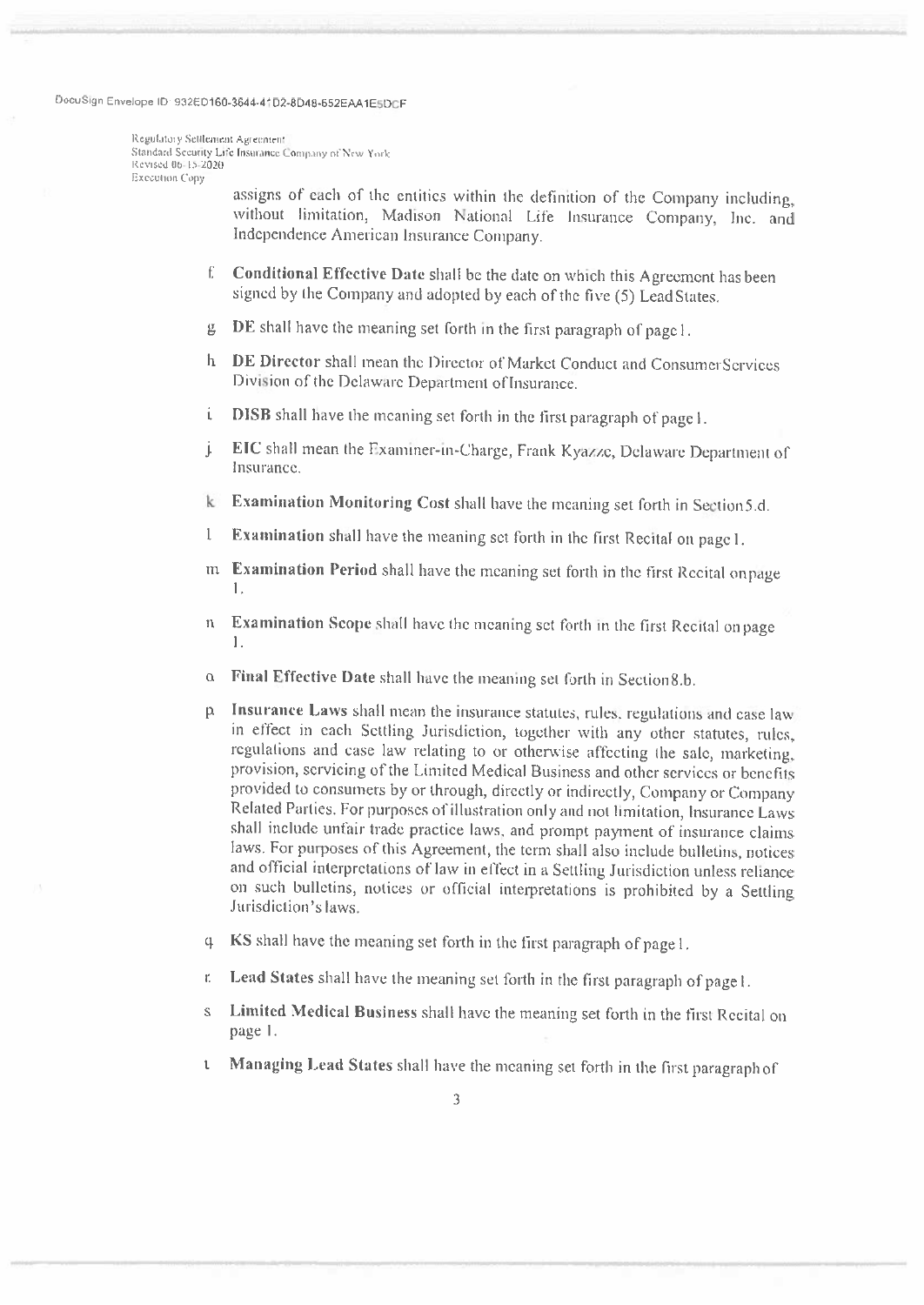assigns of each of the entities within the definition of the Company including, without limitation, Madison National Life Insurance Company, Inc. and Independence American Insurance Company.

f. **Conditional Effective Date** shall be the date on which this Agreement has been signed by the Company and adopted by each of the five (5) Lead States.

g. **DE** shall have the meaning set forth in the first paragraph of page 1.

h. **DE Director** shall mean the Director of Market Conduct and Consumer Services Division of the Delaware Department of Insurance.

i. **DISB** shall have the meaning set forth in the first paragraph of page 1.

j. **EIC** shall mean the Examiner-in-Charge, Frank Kyazze, Delaware Department of Insurance.

k. **Examination Monitoring Cost** shall have the meaning set forth in Section 5.d.

l. **Examination** shall have the meaning set forth in the first Recital on page 1.

m. **Examination Period** shall have the meaning set forth in the first Recital on page 1.

n. **Examination Scope** shall have the meaning set forth in the first Recital on page 1.

o. **Final Effective Date** shall have the meaning set forth in Section 8.b.

p. **Insurance Laws** shall mean the insurance statutes, rules, regulations and case law in effect in each Settling Jurisdiction, together with any other statutes, rules, regulations and case law relating to or otherwise affecting the sale, marketing, provision, servicing of the Limited Medical Business and other services or benefits provided to consumers by or through, directly or indirectly, Company or Company Related Parties. For purposes of illustration only and not limitation, Insurance Laws shall include unfair trade practice laws, and prompt payment of insurance claims laws. For purposes of this Agreement, the term shall also include bulletins, notices and official interpretations of law in effect in a Settling Jurisdiction unless reliance on such bulletins, notices or official interpretations is prohibited by a Settling Jurisdiction's laws.

q. **KS** shall have the meaning set forth in the first paragraph of page 1.

r. **Lead States** shall have the meaning set forth in the first paragraph of page 1.

s. **Limited Medical Business** shall have the meaning set forth in the first Recital on page 1.

t. **Managing Lead States** shall have the meaning set forth in the first paragraph of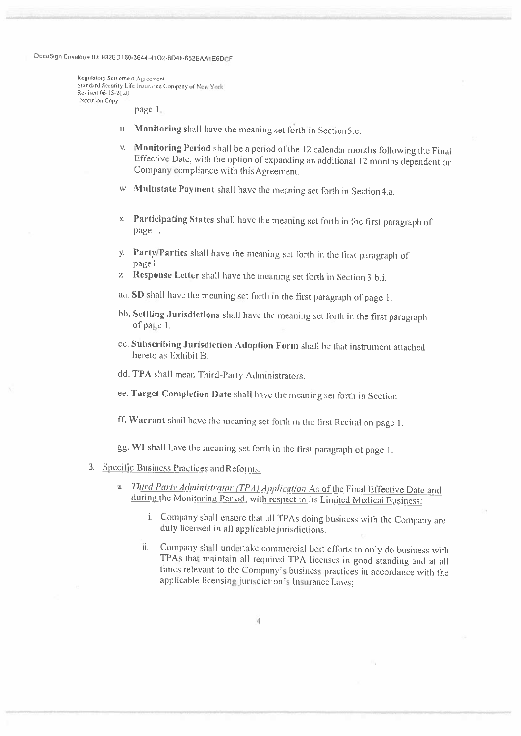page 1.

u. **Monitoring** shall have the meaning set forth in Section5.e.

v. **Monitoring Period** shall be a period of the 12 calendar months following the Final Effective Date, with the option of expanding an additional 12 months dependent on Company compliance with this Agreement.

w. **Multistate Payment** shall have the meaning set forth in Section4.a.

x. **Participating States** shall have the meaning set forth in the first paragraph of page 1.

y. **Party/Parties** shall have the meaning set forth in the first paragraph of page 1.

z. **Response Letter** shall have the meaning set forth in Section 3.b.i.

aa. **SD** shall have the meaning set forth in the first paragraph of page 1.

bb. **Settling Jurisdictions** shall have the meaning set forth in the first paragraph of page 1.

cc. **Subscribing Jurisdiction Adoption Form** shall be that instrument attached hereto as Exhibit B.

dd. **TPA** shall mean Third-Party Administrators.

ee. **Target Completion Date** shall have the meaning set forth in Section

ff. **Warrant** shall have the meaning set forth in the first Recital on page 1.

gg. **WI** shall have the meaning set forth in the first paragraph of page 1.

3. <u>Specific Business Practices and Reforms.</u>

   a. <u>*Third Party Administrator (TPA) Application* As of the Final Effective Date and during the Monitoring Period, with respect to its Limited Medical Business:</u>

      i. Company shall ensure that all TPAs doing business with the Company are duly licensed in all applicable jurisdictions.

      ii. Company shall undertake commercial best efforts to only do business with TPAs that maintain all required TPA licenses in good standing and at all times relevant to the Company's business practices in accordance with the applicable licensing jurisdiction's Insurance Laws;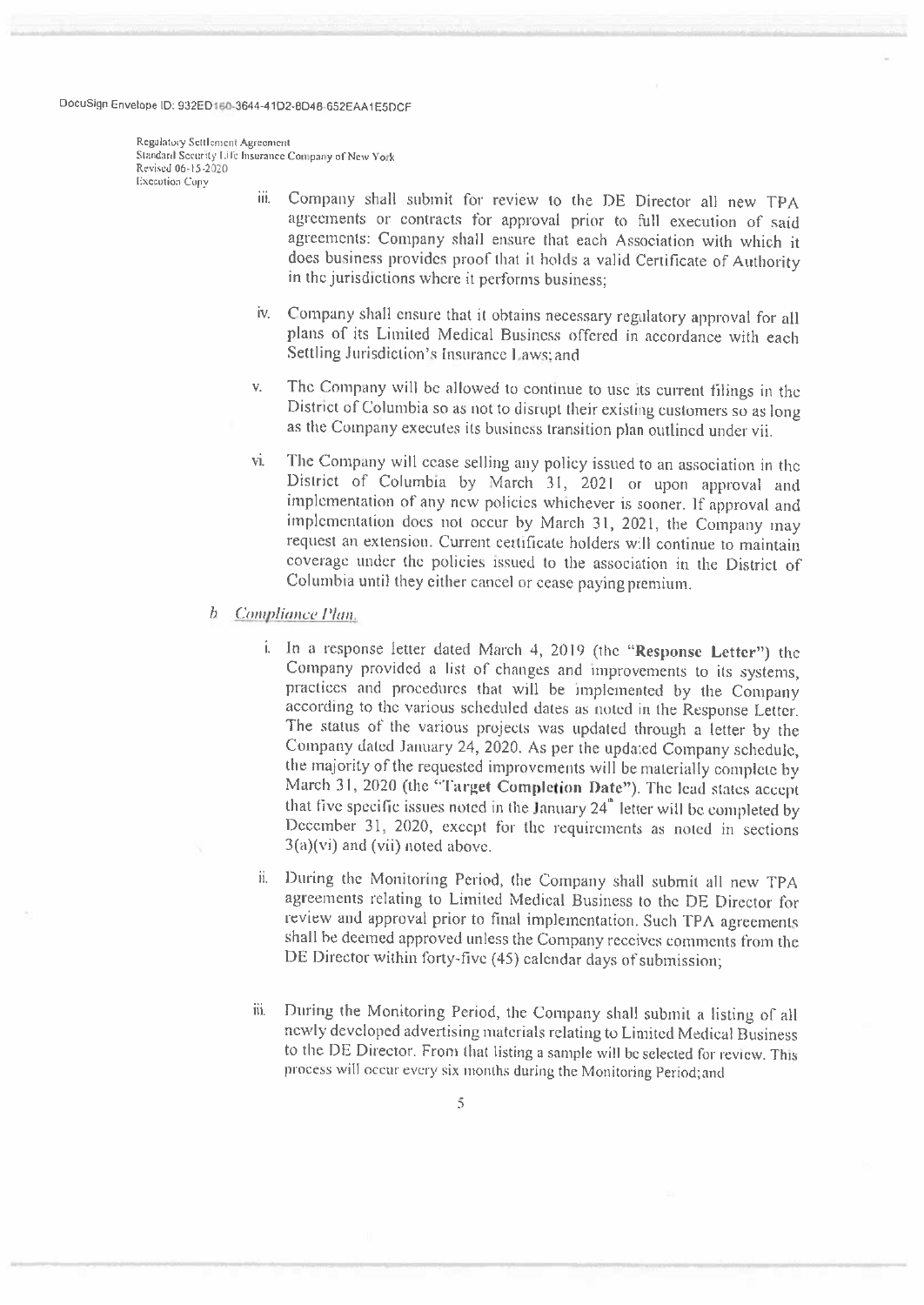iii. Company shall submit for review to the DE Director all new TPA agreements or contracts for approval prior to full execution of said agreements: Company shall ensure that each Association with which it does business provides proof that it holds a valid Certificate of Authority in the jurisdictions where it performs business;

iv. Company shall ensure that it obtains necessary regulatory approval for all plans of its Limited Medical Business offered in accordance with each Settling Jurisdiction's Insurance Laws; and

v. The Company will be allowed to continue to use its current filings in the District of Columbia so as not to disrupt their existing customers so as long as the Company executes its business transition plan outlined under vii.

vi. The Company will cease selling any policy issued to an association in the District of Columbia by March 31, 2021 or upon approval and implementation of any new policies whichever is sooner. If approval and implementation does not occur by March 31, 2021, the Company may request an extension. Current certificate holders will continue to maintain coverage under the policies issued to the association in the District of Columbia until they either cancel or cease paying premium.

b. *Compliance Plan.*

i. In a response letter dated March 4, 2019 (the "**Response Letter**") the Company provided a list of changes and improvements to its systems, practices and procedures that will be implemented by the Company according to the various scheduled dates as noted in the Response Letter. The status of the various projects was updated through a letter by the Company dated January 24, 2020. As per the updated Company schedule, the majority of the requested improvements will be materially complete by March 31, 2020 (the "**Target Completion Date**"). The lead states accept that five specific issues noted in the January 24th letter will be completed by December 31, 2020, except for the requirements as noted in sections 3(a)(vi) and (vii) noted above.

ii. During the Monitoring Period, the Company shall submit all new TPA agreements relating to Limited Medical Business to the DE Director for review and approval prior to final implementation. Such TPA agreements shall be deemed approved unless the Company receives comments from the DE Director within forty-five (45) calendar days of submission;

iii. During the Monitoring Period, the Company shall submit a listing of all newly developed advertising materials relating to Limited Medical Business to the DE Director. From that listing a sample will be selected for review. This process will occur every six months during the Monitoring Period; and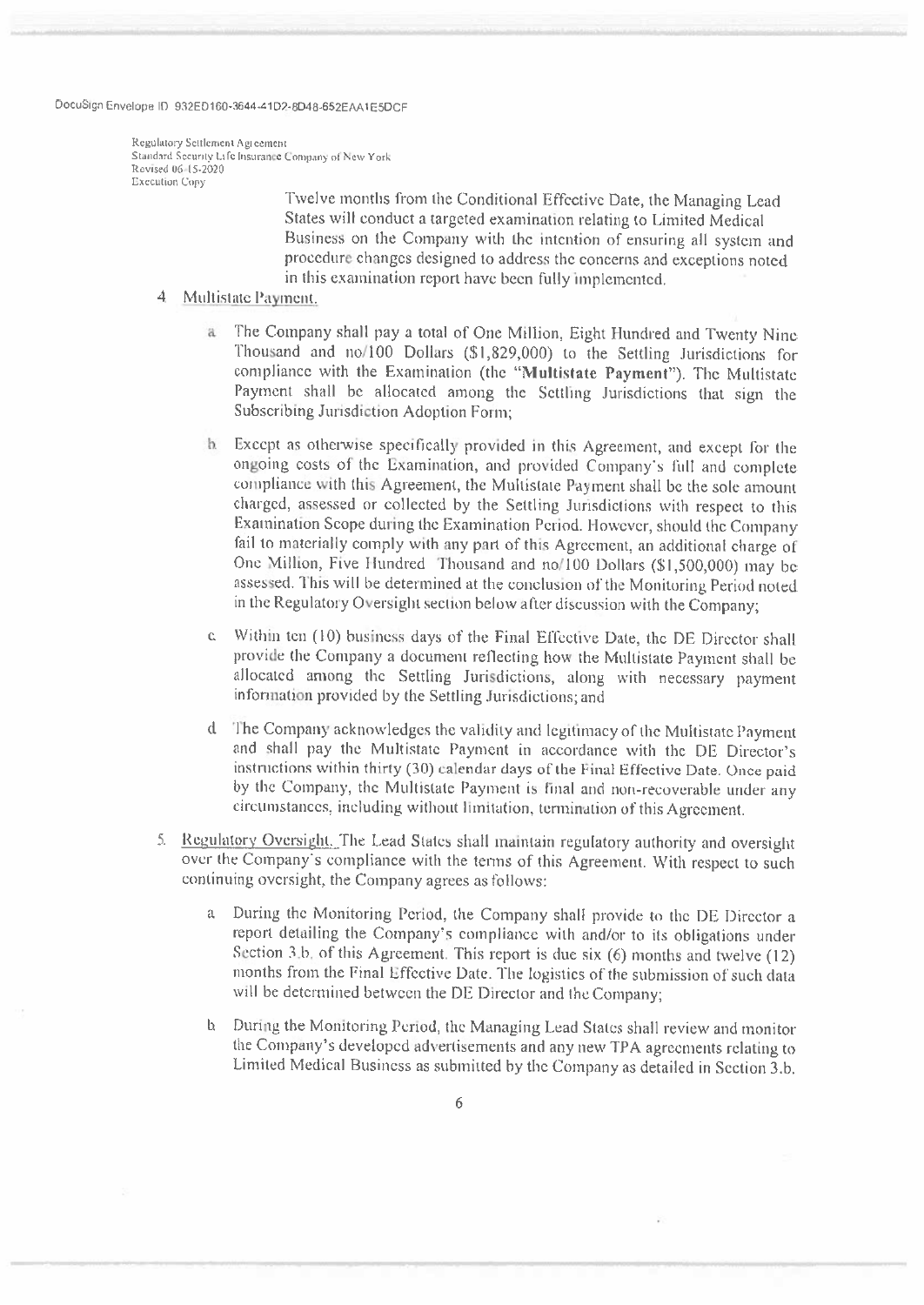Twelve months from the Conditional Effective Date, the Managing Lead States will conduct a targeted examination relating to Limited Medical Business on the Company with the intention of ensuring all system and procedure changes designed to address the concerns and exceptions noted in this examination report have been fully implemented.

4. Multistate Payment.

   a. The Company shall pay a total of One Million, Eight Hundred and Twenty Nine Thousand and no/100 Dollars ($1,829,000) to the Settling Jurisdictions for compliance with the Examination (the "**Multistate Payment**"). The Multistate Payment shall be allocated among the Settling Jurisdictions that sign the Subscribing Jurisdiction Adoption Form;

   b. Except as otherwise specifically provided in this Agreement, and except for the ongoing costs of the Examination, and provided Company's full and complete compliance with this Agreement, the Multistate Payment shall be the sole amount charged, assessed or collected by the Settling Jurisdictions with respect to this Examination Scope during the Examination Period. However, should the Company fail to materially comply with any part of this Agreement, an additional charge of One Million, Five Hundred Thousand and no/100 Dollars ($1,500,000) may be assessed. This will be determined at the conclusion of the Monitoring Period noted in the Regulatory Oversight section below after discussion with the Company;

   c. Within ten (10) business days of the Final Effective Date, the DE Director shall provide the Company a document reflecting how the Multistate Payment shall be allocated among the Settling Jurisdictions, along with necessary payment information provided by the Settling Jurisdictions; and

   d. The Company acknowledges the validity and legitimacy of the Multistate Payment and shall pay the Multistate Payment in accordance with the DE Director's instructions within thirty (30) calendar days of the Final Effective Date. Once paid by the Company, the Multistate Payment is final and non-recoverable under any circumstances, including without limitation, termination of this Agreement.

5. Regulatory Oversight. The Lead States shall maintain regulatory authority and oversight over the Company's compliance with the terms of this Agreement. With respect to such continuing oversight, the Company agrees as follows:

   a. During the Monitoring Period, the Company shall provide to the DE Director a report detailing the Company's compliance with and/or to its obligations under Section 3.b. of this Agreement. This report is due six (6) months and twelve (12) months from the Final Effective Date. The logistics of the submission of such data will be determined between the DE Director and the Company;

   b. During the Monitoring Period, the Managing Lead States shall review and monitor the Company's developed advertisements and any new TPA agreements relating to Limited Medical Business as submitted by the Company as detailed in Section 3.b.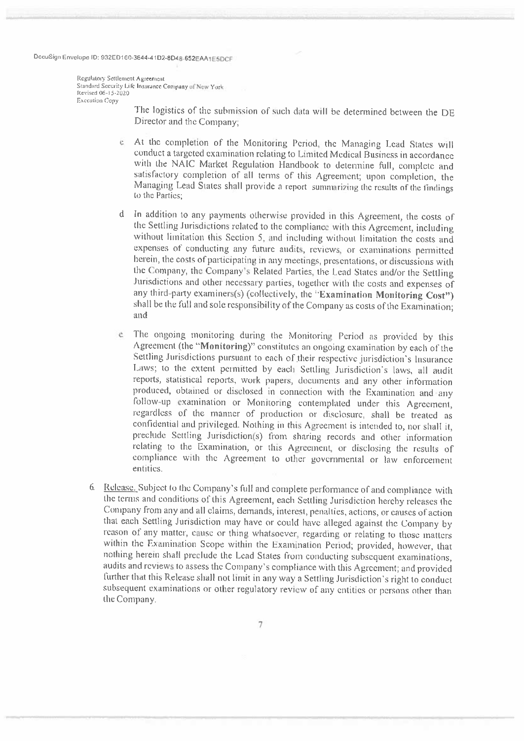The logistics of the submission of such data will be determined between the DE Director and the Company;

c. At the completion of the Monitoring Period, the Managing Lead States will conduct a targeted examination relating to Limited Medical Business in accordance with the NAIC Market Regulation Handbook to determine full, complete and satisfactory completion of all terms of this Agreement; upon completion, the Managing Lead States shall provide a report summarizing the results of the findings to the Parties;

d. In addition to any payments otherwise provided in this Agreement, the costs of the Settling Jurisdictions related to the compliance with this Agreement, including without limitation this Section 5, and including without limitation the costs and expenses of conducting any future audits, reviews, or examinations permitted herein, the costs of participating in any meetings, presentations, or discussions with the Company, the Company's Related Parties, the Lead States and/or the Settling Jurisdictions and other necessary parties, together with the costs and expenses of any third-party examiner(s) (collectively, the "**Examination Monitoring Cost**") shall be the full and sole responsibility of the Company as costs of the Examination; and

e. The ongoing monitoring during the Monitoring Period as provided by this Agreement (the "**Monitoring**)" constitutes an ongoing examination by each of the Settling Jurisdictions pursuant to each of their respective jurisdiction's Insurance Laws; to the extent permitted by each Settling Jurisdiction's laws, all audit reports, statistical reports, work papers, documents and any other information produced, obtained or disclosed in connection with the Examination and any follow-up examination or Monitoring contemplated under this Agreement, regardless of the manner of production or disclosure, shall be treated as confidential and privileged. Nothing in this Agreement is intended to, nor shall it, preclude Settling Jurisdiction(s) from sharing records and other information relating to the Examination, or this Agreement, or disclosing the results of compliance with the Agreement to other governmental or law enforcement entities.

6. Release. Subject to the Company's full and complete performance of and compliance with the terms and conditions of this Agreement, each Settling Jurisdiction hereby releases the Company from any and all claims, demands, interest, penalties, actions, or causes of action that each Settling Jurisdiction may have or could have alleged against the Company by reason of any matter, cause or thing whatsoever, regarding or relating to those matters within the Examination Scope within the Examination Period; provided, however, that nothing herein shall preclude the Lead States from conducting subsequent examinations, audits and reviews to assess the Company's compliance with this Agreement; and provided further that this Release shall not limit in any way a Settling Jurisdiction's right to conduct subsequent examinations or other regulatory review of any entities or persons other than the Company.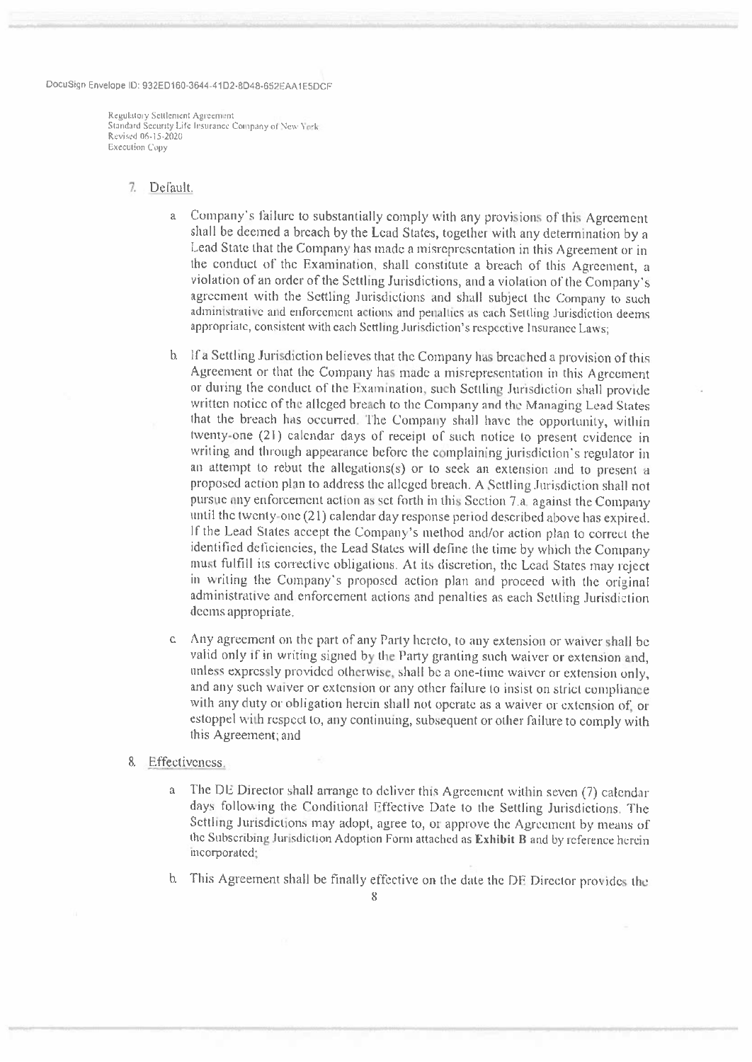7. Default.

   a. Company's failure to substantially comply with any provisions of this Agreement shall be deemed a breach by the Lead States, together with any determination by a Lead State that the Company has made a misrepresentation in this Agreement or in the conduct of the Examination, shall constitute a breach of this Agreement, a violation of an order of the Settling Jurisdictions, and a violation of the Company's agreement with the Settling Jurisdictions and shall subject the Company to such administrative and enforcement actions and penalties as each Settling Jurisdiction deems appropriate, consistent with each Settling Jurisdiction's respective Insurance Laws;

   b. If a Settling Jurisdiction believes that the Company has breached a provision of this Agreement or that the Company has made a misrepresentation in this Agreement or during the conduct of the Examination, such Settling Jurisdiction shall provide written notice of the alleged breach to the Company and the Managing Lead States that the breach has occurred. The Company shall have the opportunity, within twenty-one (21) calendar days of receipt of such notice to present evidence in writing and through appearance before the complaining jurisdiction's regulator in an attempt to rebut the allegations(s) or to seek an extension and to present a proposed action plan to address the alleged breach. A Settling Jurisdiction shall not pursue any enforcement action as set forth in this Section 7.a. against the Company until the twenty-one (21) calendar day response period described above has expired. If the Lead States accept the Company's method and/or action plan to correct the identified deficiencies, the Lead States will define the time by which the Company must fulfill its corrective obligations. At its discretion, the Lead States may reject in writing the Company's proposed action plan and proceed with the original administrative and enforcement actions and penalties as each Settling Jurisdiction deems appropriate.

   c. Any agreement on the part of any Party hereto, to any extension or waiver shall be valid only if in writing signed by the Party granting such waiver or extension and, unless expressly provided otherwise, shall be a one-time waiver or extension only, and any such waiver or extension or any other failure to insist on strict compliance with any duty or obligation herein shall not operate as a waiver or extension of, or estoppel with respect to, any continuing, subsequent or other failure to comply with this Agreement; and

8. Effectiveness.

   a. The DE Director shall arrange to deliver this Agreement within seven (7) calendar days following the Conditional Effective Date to the Settling Jurisdictions. The Settling Jurisdictions may adopt, agree to, or approve the Agreement by means of the Subscribing Jurisdiction Adoption Form attached as **Exhibit B** and by reference herein incorporated;

   b. This Agreement shall be finally effective on the date the DE Director provides the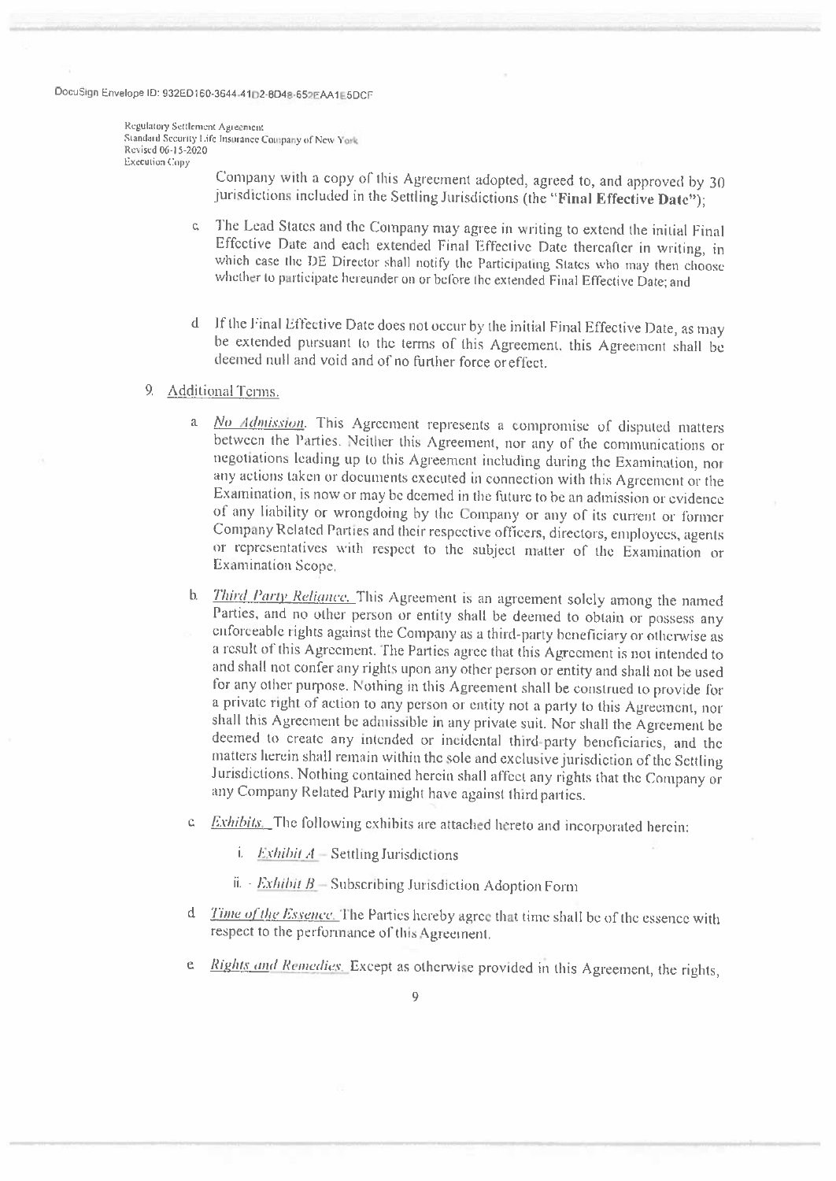Company with a copy of this Agreement adopted, agreed to, and approved by 30 jurisdictions included in the Settling Jurisdictions (the "**Final Effective Date**");

c. The Lead States and the Company may agree in writing to extend the initial Final Effective Date and each extended Final Effective Date thereafter in writing, in which case the DE Director shall notify the Participating States who may then choose whether to participate hereunder on or before the extended Final Effective Date; and

d. If the Final Effective Date does not occur by the initial Final Effective Date, as may be extended pursuant to the terms of this Agreement, this Agreement shall be deemed null and void and of no further force or effect.

9. Additional Terms.

a. *No Admission.* This Agreement represents a compromise of disputed matters between the Parties. Neither this Agreement, nor any of the communications or negotiations leading up to this Agreement including during the Examination, nor any actions taken or documents executed in connection with this Agreement or the Examination, is now or may be deemed in the future to be an admission or evidence of any liability or wrongdoing by the Company or any of its current or former Company Related Parties and their respective officers, directors, employees, agents or representatives with respect to the subject matter of the Examination or Examination Scope.

b. *Third Party Reliance.* This Agreement is an agreement solely among the named Parties, and no other person or entity shall be deemed to obtain or possess any enforceable rights against the Company as a third-party beneficiary or otherwise as a result of this Agreement. The Parties agree that this Agreement is not intended to and shall not confer any rights upon any other person or entity and shall not be used for any other purpose. Nothing in this Agreement shall be construed to provide for a private right of action to any person or entity not a party to this Agreement, nor shall this Agreement be admissible in any private suit. Nor shall the Agreement be deemed to create any intended or incidental third-party beneficiaries, and the matters herein shall remain within the sole and exclusive jurisdiction of the Settling Jurisdictions. Nothing contained herein shall affect any rights that the Company or any Company Related Party might have against third parties.

c. *Exhibits.* The following exhibits are attached hereto and incorporated herein:

i. *Exhibit A* – Settling Jurisdictions

ii. *Exhibit B* – Subscribing Jurisdiction Adoption Form

d. *Time of the Essence.* The Parties hereby agree that time shall be of the essence with respect to the performance of this Agreement.

e. *Rights and Remedies.* Except as otherwise provided in this Agreement, the rights,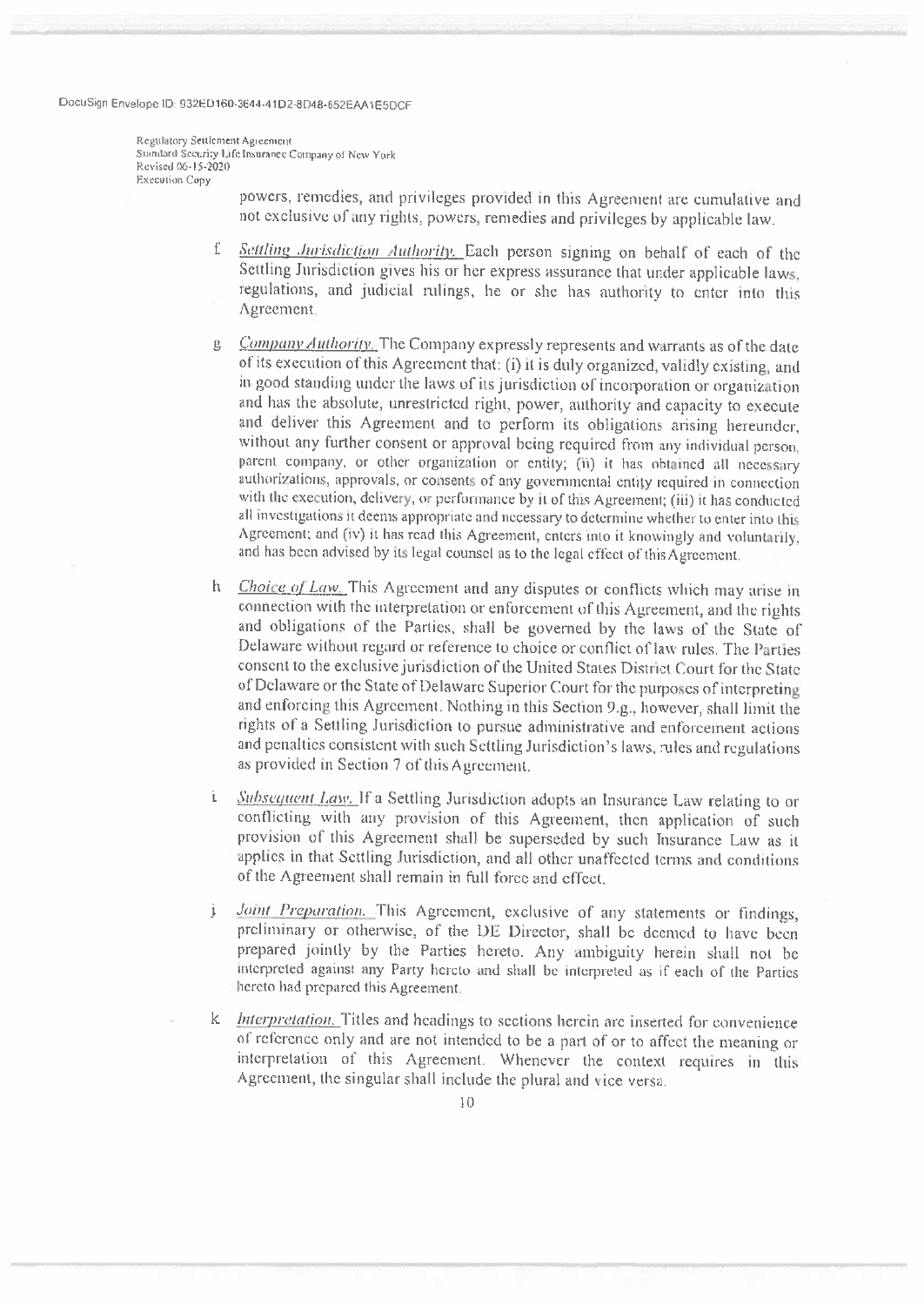powers, remedies, and privileges provided in this Agreement are cumulative and not exclusive of any rights, powers, remedies and privileges by applicable law.

f. *Settling Jurisdiction Authority.* Each person signing on behalf of each of the Settling Jurisdiction gives his or her express assurance that under applicable laws, regulations, and judicial rulings, he or she has authority to enter into this Agreement.

g. *Company Authority.* The Company expressly represents and warrants as of the date of its execution of this Agreement that: (i) it is duly organized, validly existing, and in good standing under the laws of its jurisdiction of incorporation or organization and has the absolute, unrestricted right, power, authority and capacity to execute and deliver this Agreement and to perform its obligations arising hereunder, without any further consent or approval being required from any individual person, parent company, or other organization or entity; (ii) it has obtained all necessary authorizations, approvals, or consents of any governmental entity required in connection with the execution, delivery, or performance by it of this Agreement; (iii) it has conducted all investigations it deems appropriate and necessary to determine whether to enter into this Agreement; and (iv) it has read this Agreement, enters into it knowingly and voluntarily, and has been advised by its legal counsel as to the legal effect of this Agreement.

h. *Choice of Law.* This Agreement and any disputes or conflicts which may arise in connection with the interpretation or enforcement of this Agreement, and the rights and obligations of the Parties, shall be governed by the laws of the State of Delaware without regard or reference to choice or conflict of law rules. The Parties consent to the exclusive jurisdiction of the United States District Court for the State of Delaware or the State of Delaware Superior Court for the purposes of interpreting and enforcing this Agreement. Nothing in this Section 9.g., however, shall limit the rights of a Settling Jurisdiction to pursue administrative and enforcement actions and penalties consistent with such Settling Jurisdiction's laws, rules and regulations as provided in Section 7 of this Agreement.

i. *Subsequent Law.* If a Settling Jurisdiction adopts an Insurance Law relating to or conflicting with any provision of this Agreement, then application of such provision of this Agreement shall be superseded by such Insurance Law as it applies in that Settling Jurisdiction, and all other unaffected terms and conditions of the Agreement shall remain in full force and effect.

j. *Joint Preparation.* This Agreement, exclusive of any statements or findings, preliminary or otherwise, of the DE Director, shall be deemed to have been prepared jointly by the Parties hereto. Any ambiguity herein shall not be interpreted against any Party hereto and shall be interpreted as if each of the Parties hereto had prepared this Agreement.

k. *Interpretation.* Titles and headings to sections herein are inserted for convenience of reference only and are not intended to be a part of or to affect the meaning or interpretation of this Agreement. Whenever the context requires in this Agreement, the singular shall include the plural and vice versa.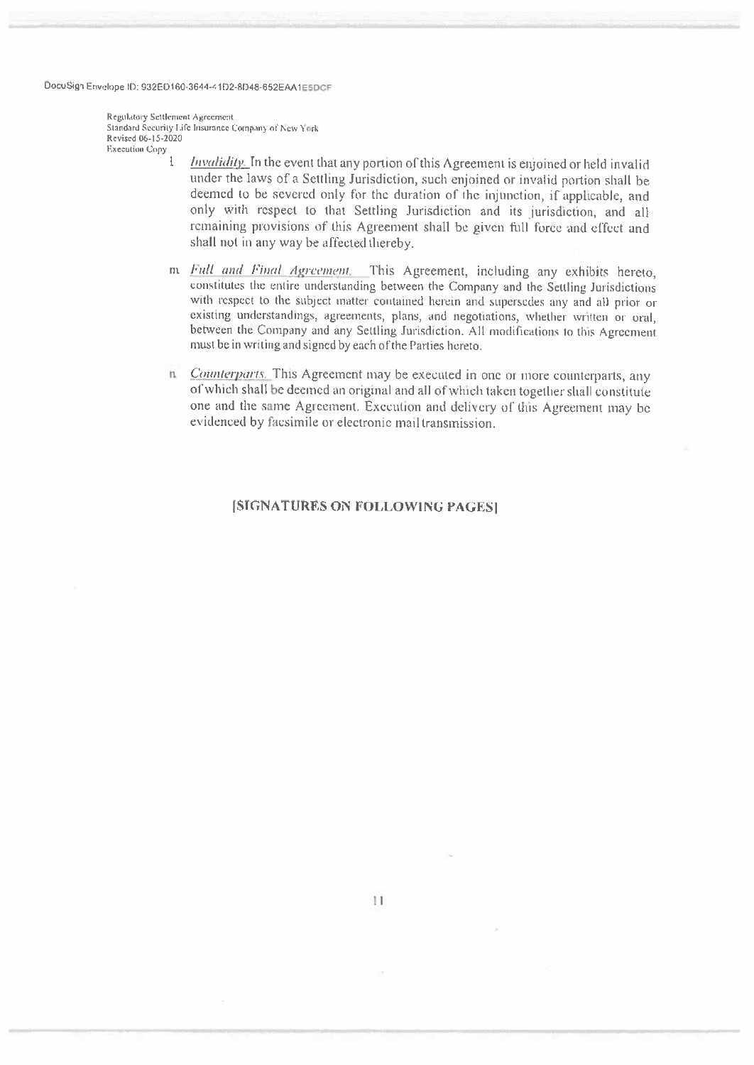l. *Invalidity.* In the event that any portion of this Agreement is enjoined or held invalid under the laws of a Settling Jurisdiction, such enjoined or invalid portion shall be deemed to be severed only for the duration of the injunction, if applicable, and only with respect to that Settling Jurisdiction and its jurisdiction, and all remaining provisions of this Agreement shall be given full force and effect and shall not in any way be affected thereby.

m. *Full and Final Agreement.* This Agreement, including any exhibits hereto, constitutes the entire understanding between the Company and the Settling Jurisdictions with respect to the subject matter contained herein and supersedes any and all prior or existing understandings, agreements, plans, and negotiations, whether written or oral, between the Company and any Settling Jurisdiction. All modifications to this Agreement must be in writing and signed by each of the Parties hereto.

n. *Counterparts.* This Agreement may be executed in one or more counterparts, any of which shall be deemed an original and all of which taken together shall constitute one and the same Agreement. Execution and delivery of this Agreement may be evidenced by facsimile or electronic mail transmission.

**[SIGNATURES ON FOLLOWING PAGES]**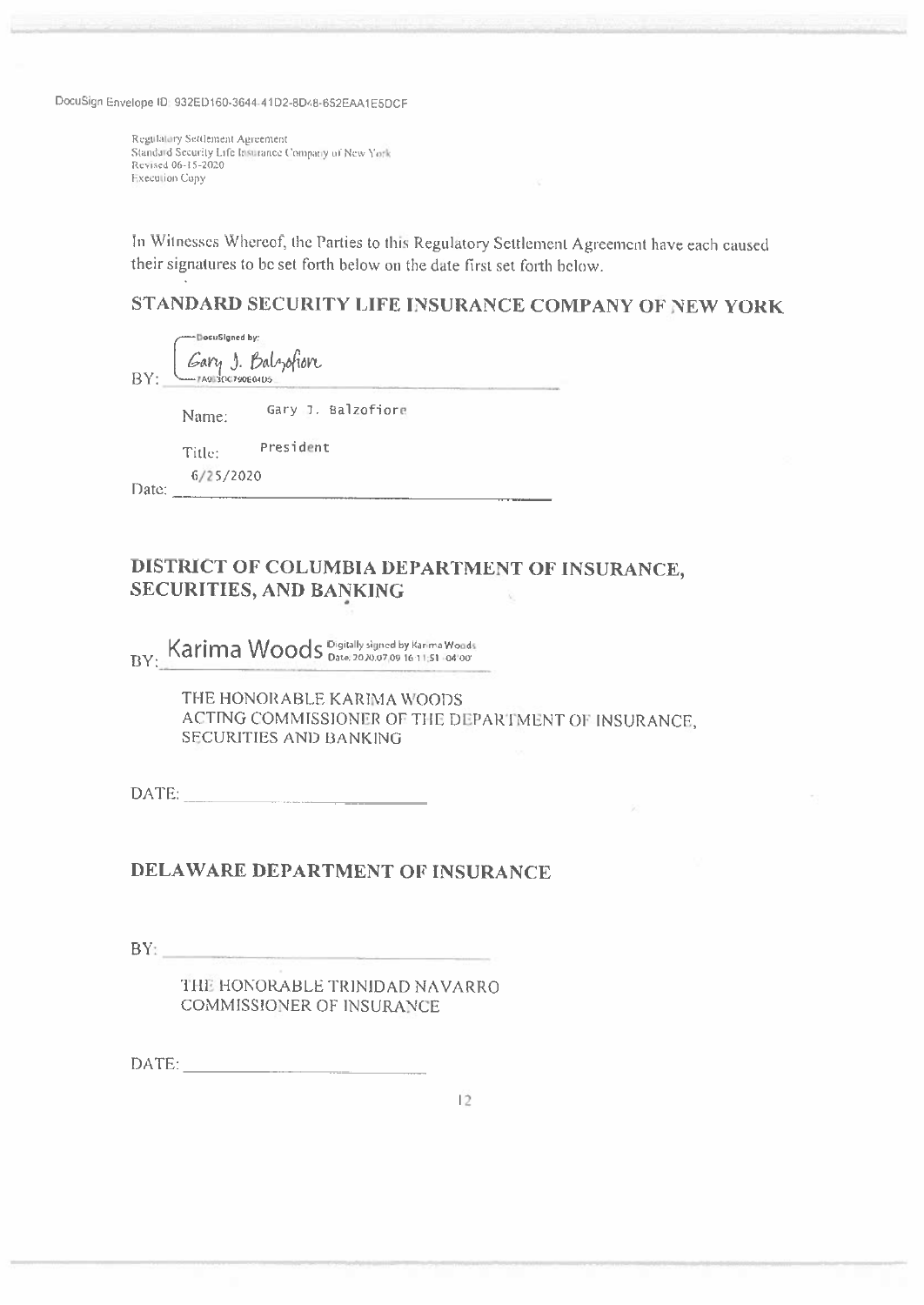DocuSign Envelope ID: 932ED160-3644-41D2-8D48-652EAA1E5DCF

Regulatory Settlement Agreement
Standard Security Life Insurance Company of New York
Revised 06-15-2020
Execution Copy

In Witnesses Whereof, the Parties to this Regulatory Settlement Agreement have each caused their signatures to be set forth below on the date first set forth below.

## STANDARD SECURITY LIFE INSURANCE COMPANY OF NEW YORK

BY: DocuSigned by: Gary J. Balzofiore

Name: Gary J. Balzofiore

Title: President

Date: 6/25/2020

## DISTRICT OF COLUMBIA DEPARTMENT OF INSURANCE, SECURITIES, AND BANKING

BY: Karima Woods Digitally signed by Karima Woods Date: 2020.07.09 16:11:51 -04'00'

THE HONORABLE KARIMA WOODS
ACTING COMMISSIONER OF THE DEPARTMENT OF INSURANCE, SECURITIES AND BANKING

DATE: ____________________

## DELAWARE DEPARTMENT OF INSURANCE

BY: ____________________

THE HONORABLE TRINIDAD NAVARRO
COMMISSIONER OF INSURANCE

DATE: ____________________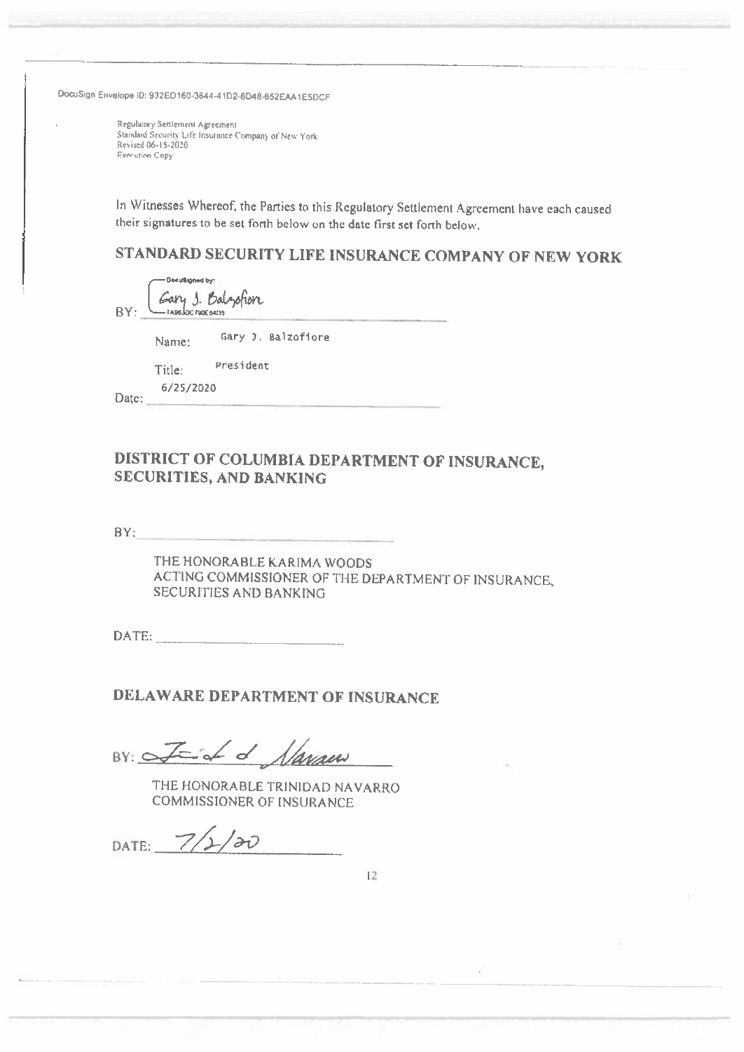DocuSign Envelope ID: 932ED160-3644-41D2-8D48-652EAA1E5DCF

Regulatory Settlement Agreement
Standard Security Life Insurance Company of New York
Revised 06-15-2020
Execution Copy

In Witnesses Whereof, the Parties to this Regulatory Settlement Agreement have each caused their signatures to be set forth below on the date first set forth below.

## STANDARD SECURITY LIFE INSURANCE COMPANY OF NEW YORK

BY: Gary J. Balzofiore

Name: Gary J. Balzofiore

Title: President

Date: 6/25/2020

## DISTRICT OF COLUMBIA DEPARTMENT OF INSURANCE, SECURITIES, AND BANKING

BY: ______________________________

THE HONORABLE KARIMA WOODS
ACTING COMMISSIONER OF THE DEPARTMENT OF INSURANCE, SECURITIES AND BANKING

DATE: ______________________

## DELAWARE DEPARTMENT OF INSURANCE

BY: Trinidad Navarro

THE HONORABLE TRINIDAD NAVARRO
COMMISSIONER OF INSURANCE

DATE: 7/2/20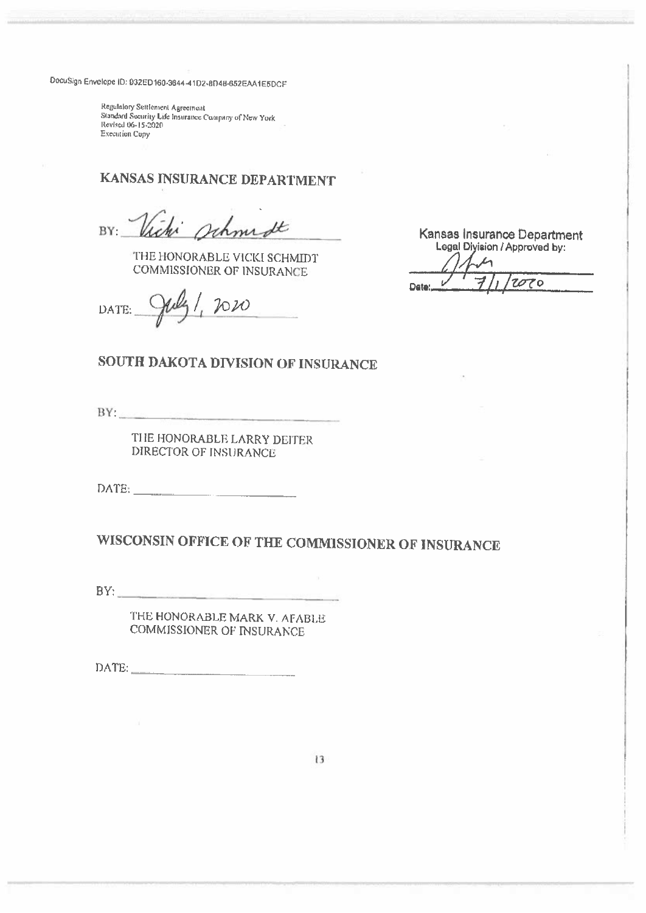DocuSign Envelope ID: 032ED160-3644-41D2-8D48-652EAA1E5DCF

Regulatory Settlement Agreement
Standard Security Life Insurance Company of New York
Revised 06-15-2020
Execution Copy

## KANSAS INSURANCE DEPARTMENT

BY: Vicki Schmidt

THE HONORABLE VICKI SCHMIDT
COMMISSIONER OF INSURANCE

DATE: July 1, 2020

Kansas Insurance Department
Legal Division / Approved by:

Date: 7/1/2020

## SOUTH DAKOTA DIVISION OF INSURANCE

BY: \_\_\_\_\_\_\_\_\_\_\_\_\_\_\_\_\_\_\_\_\_\_\_\_\_\_\_\_\_\_

THE HONORABLE LARRY DEITER
DIRECTOR OF INSURANCE

DATE: \_\_\_\_\_\_\_\_\_\_\_\_\_\_\_\_\_\_\_\_

## WISCONSIN OFFICE OF THE COMMISSIONER OF INSURANCE

BY: \_\_\_\_\_\_\_\_\_\_\_\_\_\_\_\_\_\_\_\_\_\_\_\_\_\_\_\_\_\_

THE HONORABLE MARK V. AFABLE
COMMISSIONER OF INSURANCE

DATE: \_\_\_\_\_\_\_\_\_\_\_\_\_\_\_\_\_\_\_\_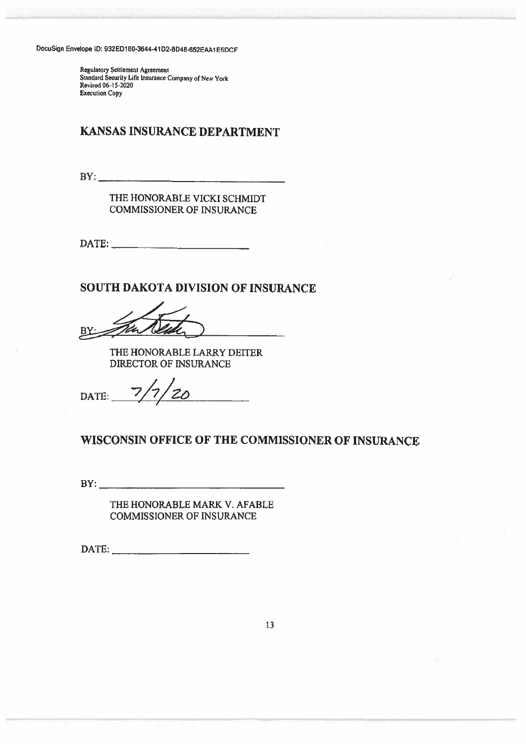DocuSign Envelope ID: 932ED160-3644-41D2-8D48-652EAA1E5DCF

Regulatory Settlement Agreement
Standard Security Life Insurance Company of New York
Revised 06-15-2020
Execution Copy

## KANSAS INSURANCE DEPARTMENT

BY: ______________________________

THE HONORABLE VICKI SCHMIDT
COMMISSIONER OF INSURANCE

DATE: ______________________

## SOUTH DAKOTA DIVISION OF INSURANCE

BY: [signature]

THE HONORABLE LARRY DEITER
DIRECTOR OF INSURANCE

DATE: 7/7/20

## WISCONSIN OFFICE OF THE COMMISSIONER OF INSURANCE

BY: ______________________________

THE HONORABLE MARK V. AFABLE
COMMISSIONER OF INSURANCE

DATE: ______________________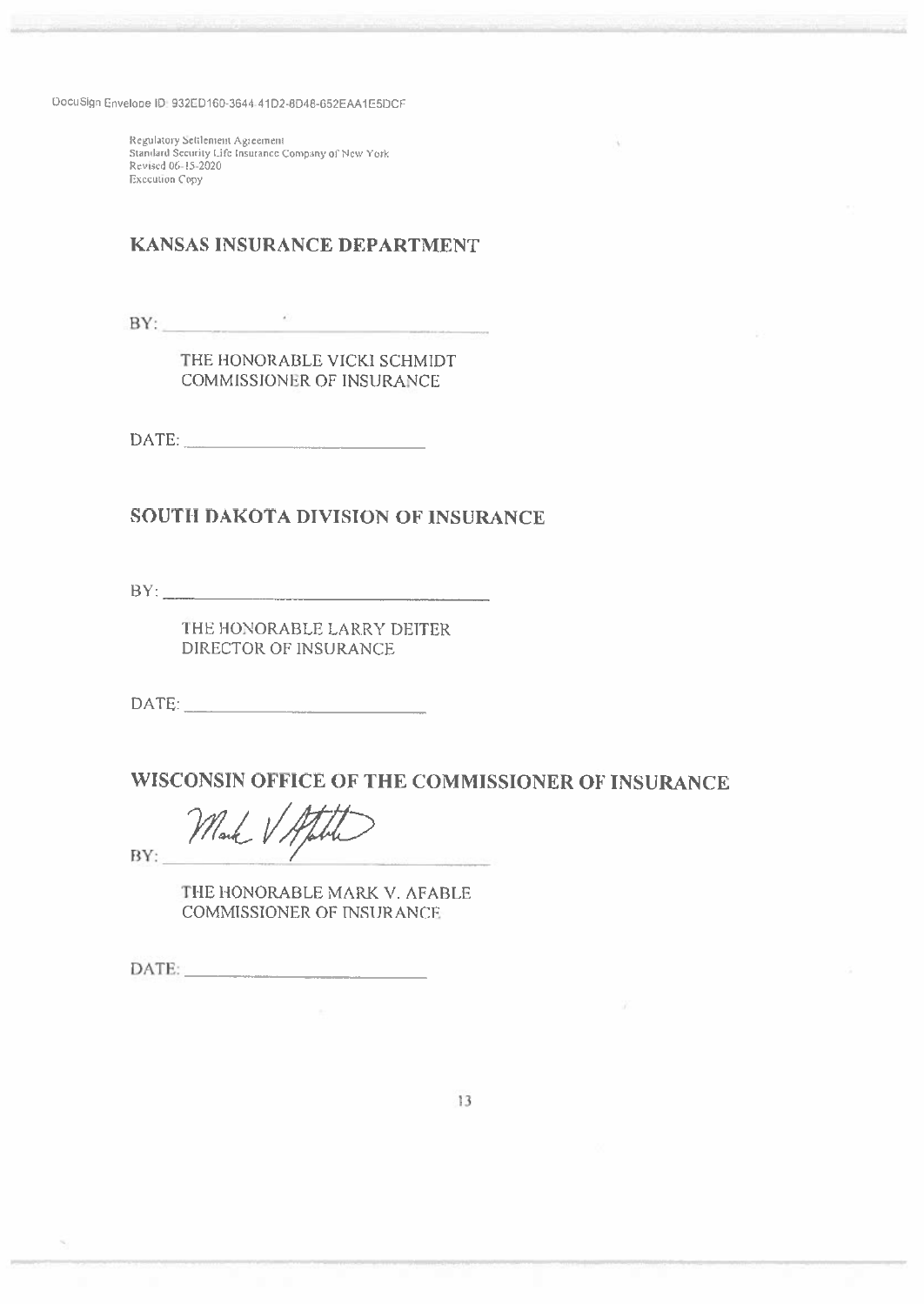DocuSign Envelope ID: 932ED160-3644-41D2-8D48-652EAA1E5DCF

Regulatory Settlement Agreement
Standard Security Life Insurance Company of New York
Revised 06-15-2020
Execution Copy

## KANSAS INSURANCE DEPARTMENT

BY: ___________________________

THE HONORABLE VICKI SCHMIDT
COMMISSIONER OF INSURANCE

DATE: ___________________________

## SOUTH DAKOTA DIVISION OF INSURANCE

BY: ___________________________

THE HONORABLE LARRY DEITER
DIRECTOR OF INSURANCE

DATE: ___________________________

## WISCONSIN OFFICE OF THE COMMISSIONER OF INSURANCE

BY: Mark V Afable

THE HONORABLE MARK V. AFABLE
COMMISSIONER OF INSURANCE

DATE: ___________________________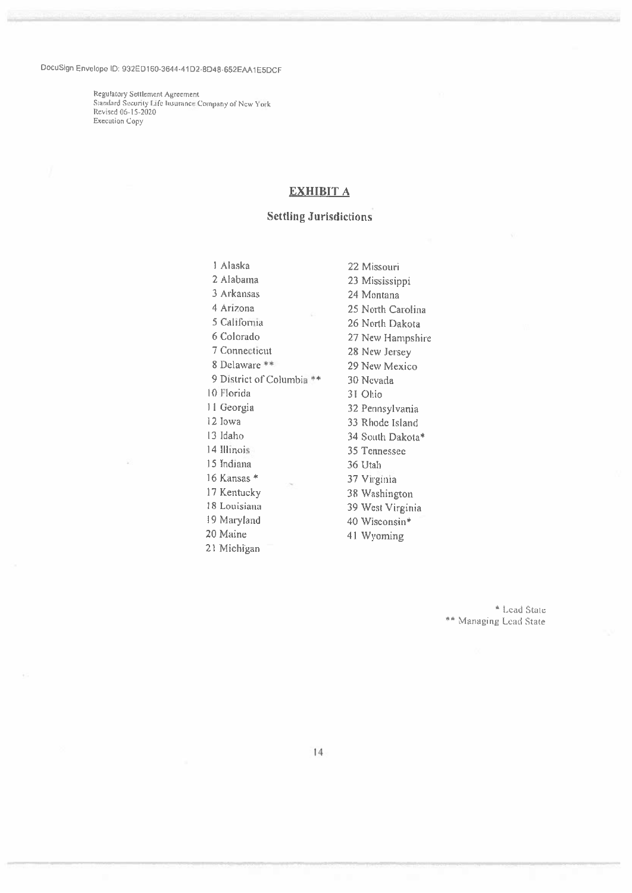DocuSign Envelope ID: 932ED160-3644-41D2-8D48-652EAA1E5DCF

Regulatory Settlement Agreement
Standard Security Life Insurance Company of New York
Revised 06-15-2020
Execution Copy

## EXHIBIT A

### Settling Jurisdictions

1 Alaska
2 Alabama
3 Arkansas
4 Arizona
5 California
6 Colorado
7 Connecticut
8 Delaware **
9 District of Columbia **
10 Florida
11 Georgia
12 Iowa
13 Idaho
14 Illinois
15 Indiana
16 Kansas *
17 Kentucky
18 Louisiana
19 Maryland
20 Maine
21 Michigan
22 Missouri
23 Mississippi
24 Montana
25 North Carolina
26 North Dakota
27 New Hampshire
28 New Jersey
29 New Mexico
30 Nevada
31 Ohio
32 Pennsylvania
33 Rhode Island
34 South Dakota*
35 Tennessee
36 Utah
37 Virginia
38 Washington
39 West Virginia
40 Wisconsin*
41 Wyoming

\* Lead State
** Managing Lead State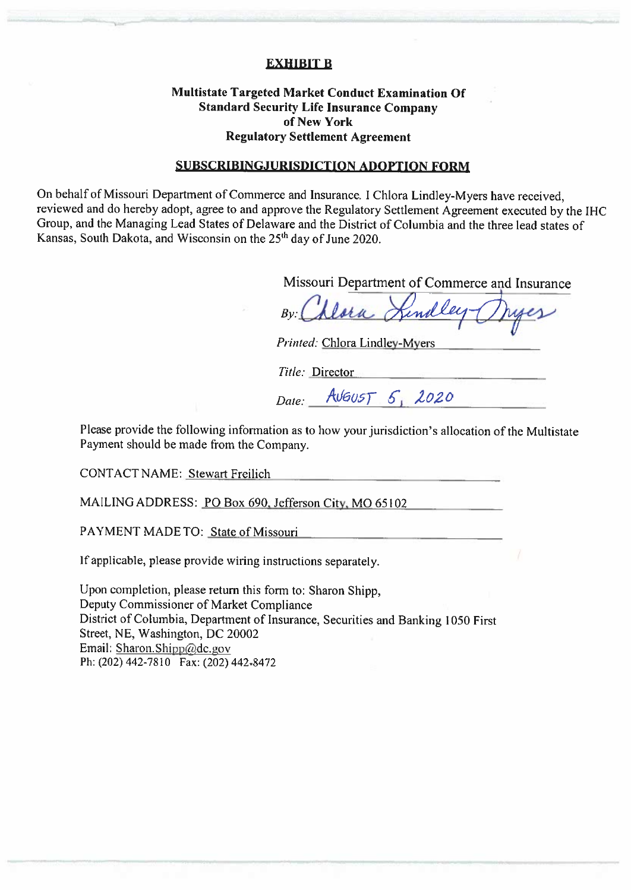**EXHIBIT B**

**Multistate Targeted Market Conduct Examination Of Standard Security Life Insurance Company of New York Regulatory Settlement Agreement**

**SUBSCRIBINGJURISDICTION ADOPTION FORM**

On behalf of Missouri Department of Commerce and Insurance. I Chlora Lindley-Myers have received, reviewed and do hereby adopt, agree to and approve the Regulatory Settlement Agreement executed by the IHC Group, and the Managing Lead States of Delaware and the District of Columbia and the three lead states of Kansas, South Dakota, and Wisconsin on the 25th day of June 2020.

Missouri Department of Commerce and Insurance

*By:* Chlora Lindley-Myers

*Printed:* Chlora Lindley-Myers

*Title:* Director

*Date:* AUGUST 5, 2020

Please provide the following information as to how your jurisdiction's allocation of the Multistate Payment should be made from the Company.

CONTACT NAME: Stewart Freilich

MAILING ADDRESS: PO Box 690, Jefferson City, MO 65102

PAYMENT MADE TO: State of Missouri

If applicable, please provide wiring instructions separately.

Upon completion, please return this form to: Sharon Shipp,
Deputy Commissioner of Market Compliance
District of Columbia, Department of Insurance, Securities and Banking 1050 First Street, NE, Washington, DC 20002
Email: Sharon.Shipp@dc.gov
Ph: (202) 442-7810 Fax: (202) 442-8472